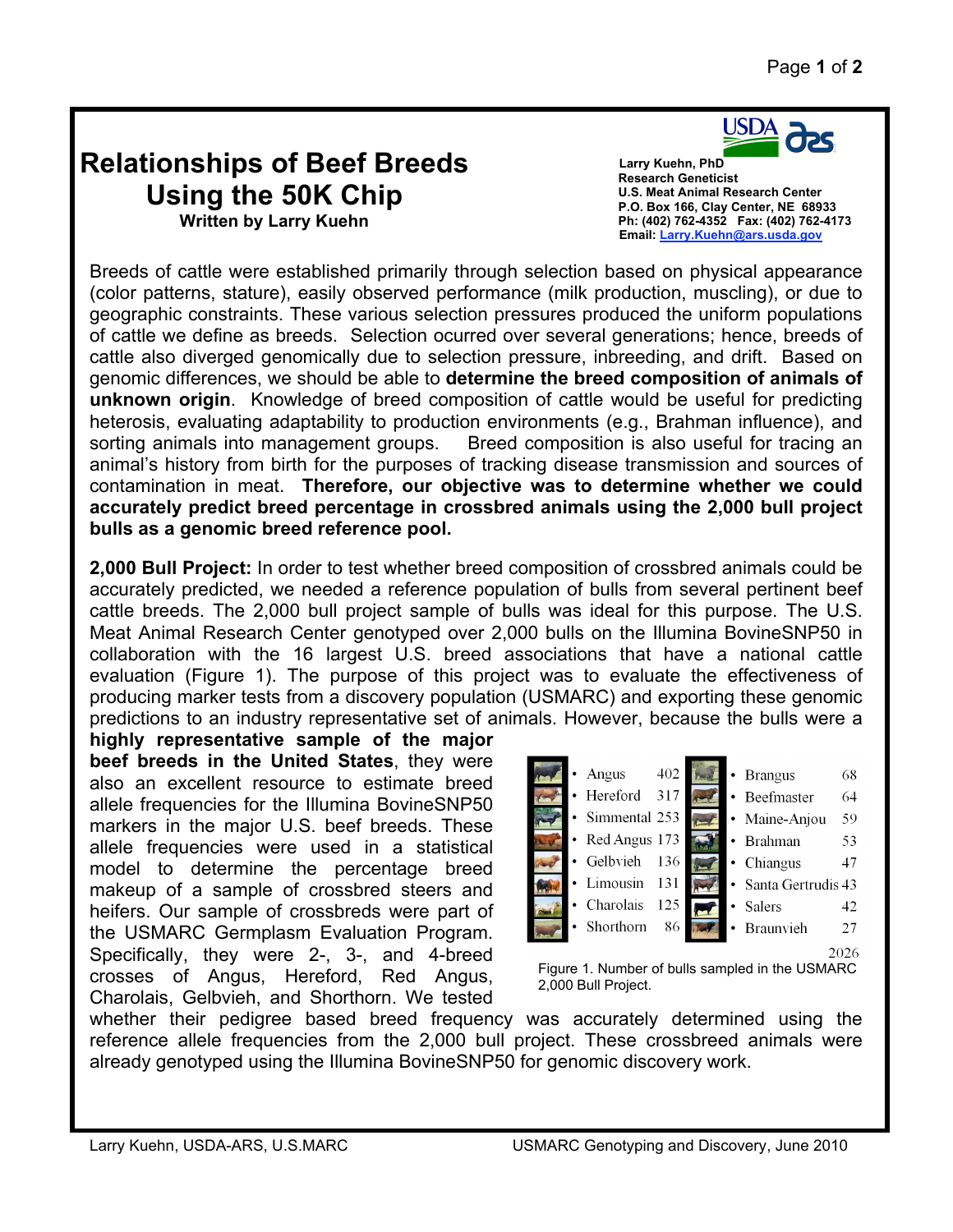# Relationships of Beef Breeds Using the 50K Chip

**Written by Larry Kuehn**

**Larry Kuehn, PhD**
**Research Geneticist**
**U.S. Meat Animal Research Center**
**P.O. Box 166, Clay Center, NE 68933**
**Ph: (402) 762-4352 Fax: (402) 762-4173**
**Email: Larry.Kuehn@ars.usda.gov**

Breeds of cattle were established primarily through selection based on physical appearance (color patterns, stature), easily observed performance (milk production, muscling), or due to geographic constraints. These various selection pressures produced the uniform populations of cattle we define as breeds. Selection ocurred over several generations; hence, breeds of cattle also diverged genomically due to selection pressure, inbreeding, and drift. Based on genomic differences, we should be able to **determine the breed composition of animals of unknown origin**. Knowledge of breed composition of cattle would be useful for predicting heterosis, evaluating adaptability to production environments (e.g., Brahman influence), and sorting animals into management groups. Breed composition is also useful for tracing an animal's history from birth for the purposes of tracking disease transmission and sources of contamination in meat. **Therefore, our objective was to determine whether we could accurately predict breed percentage in crossbred animals using the 2,000 bull project bulls as a genomic breed reference pool.**

**2,000 Bull Project:** In order to test whether breed composition of crossbred animals could be accurately predicted, we needed a reference population of bulls from several pertinent beef cattle breeds. The 2,000 bull project sample of bulls was ideal for this purpose. The U.S. Meat Animal Research Center genotyped over 2,000 bulls on the Illumina BovineSNP50 in collaboration with the 16 largest U.S. breed associations that have a national cattle evaluation (Figure 1). The purpose of this project was to evaluate the effectiveness of producing marker tests from a discovery population (USMARC) and exporting these genomic predictions to an industry representative set of animals. However, because the bulls were a **highly representative sample of the major beef breeds in the United States**, they were also an excellent resource to estimate breed allele frequencies for the Illumina BovineSNP50 markers in the major U.S. beef breeds. These allele frequencies were used in a statistical model to determine the percentage breed makeup of a sample of crossbred steers and heifers. Our sample of crossbreds were part of the USMARC Germplasm Evaluation Program. Specifically, they were 2-, 3-, and 4-breed crosses of Angus, Hereford, Red Angus, Charolais, Gelbvieh, and Shorthorn. We tested whether their pedigree based breed frequency was accurately determined using the reference allele frequencies from the 2,000 bull project. These crossbreed animals were already genotyped using the Illumina BovineSNP50 for genomic discovery work.

| Breed | Number | Breed | Number |
|---|---|---|---|
| Angus | 402 | Brangus | 68 |
| Hereford | 317 | Beefmaster | 64 |
| Simmental | 253 | Maine-Anjou | 59 |
| Red Angus | 173 | Brahman | 53 |
| Gelbvieh | 136 | Chiangus | 47 |
| Limousin | 131 | Santa Gertrudis | 43 |
| Charolais | 125 | Salers | 42 |
| Shorthorn | 86 | Braunvieh | 27 |
| | | | 2026 |

Figure 1. Number of bulls sampled in the USMARC 2,000 Bull Project.

Larry Kuehn, USDA-ARS, U.S.MARC — USMARC Genotyping and Discovery, June 2010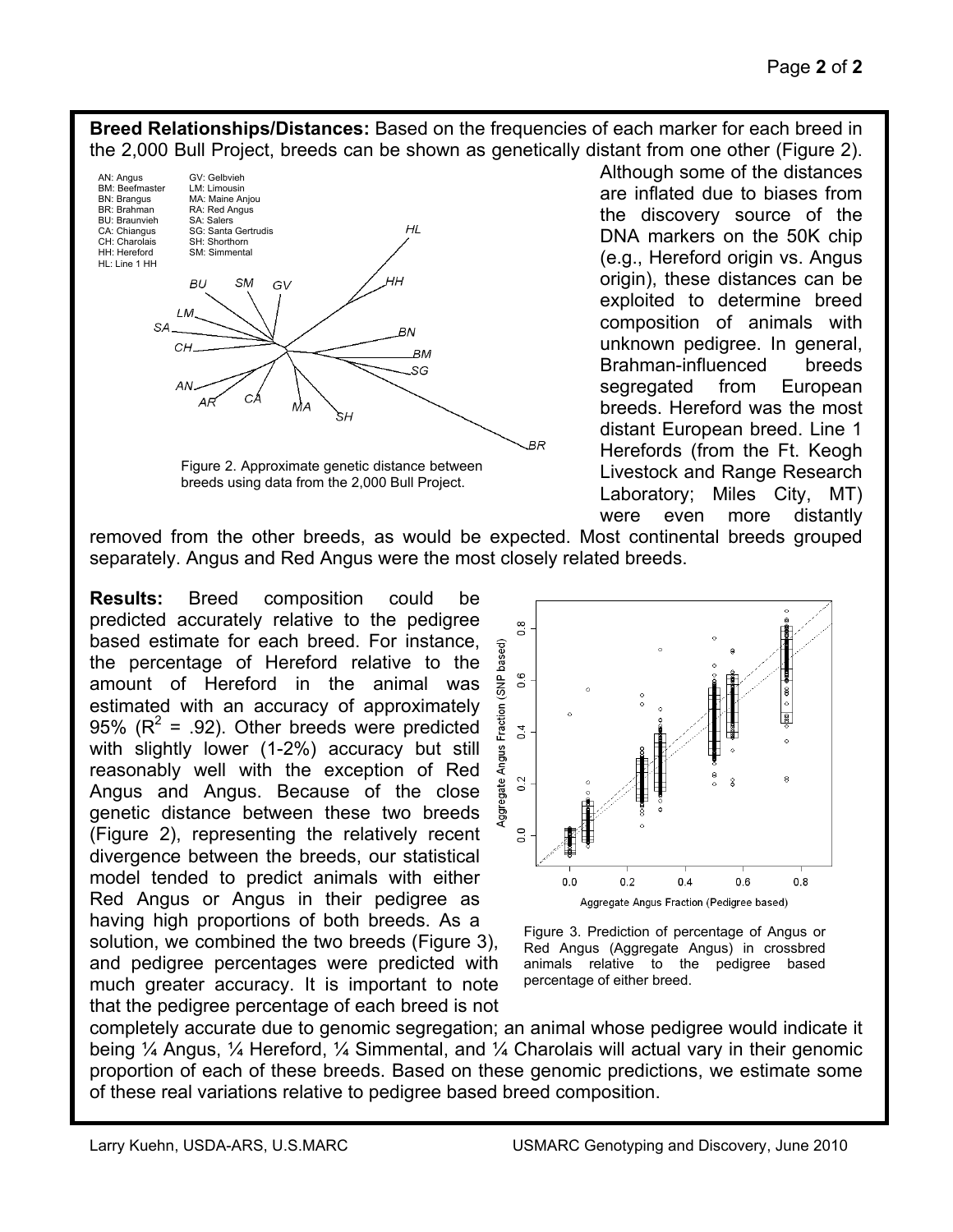**Breed Relationships/Distances:** Based on the frequencies of each marker for each breed in the 2,000 Bull Project, breeds can be shown as genetically distant from one other (Figure 2). Although some of the distances are inflated due to biases from the discovery source of the DNA markers on the 50K chip (e.g., Hereford origin vs. Angus origin), these distances can be exploited to determine breed composition of animals with unknown pedigree. In general, Brahman-influenced breeds segregated from European breeds. Hereford was the most distant European breed. Line 1 Herefords (from the Ft. Keogh Livestock and Range Research Laboratory; Miles City, MT) were even more distantly removed from the other breeds, as would be expected. Most continental breeds grouped separately. Angus and Red Angus were the most closely related breeds.

AN: Angus
BM: Beefmaster
BN: Brangus
BR: Brahman
BU: Braunvieh
CA: Chiangus
CH: Charolais
HH: Hereford
HL: Line 1 HH
GV: Gelbvieh
LM: Limousin
MA: Maine Anjou
RA: Red Angus
SA: Salers
SG: Santa Gertrudis
SH: Shorthorn
SM: Simmental

HL
BU SM GV HH
LM
SA BN
CH BM
SG
AN
AR CA MA SH
BR

Figure 2. Approximate genetic distance between breeds using data from the 2,000 Bull Project.

**Results:** Breed composition could be predicted accurately relative to the pedigree based estimate for each breed. For instance, the percentage of Hereford relative to the amount of Hereford in the animal was estimated with an accuracy of approximately 95% ($R^2$ = .92). Other breeds were predicted with slightly lower (1-2%) accuracy but still reasonably well with the exception of Red Angus and Angus. Because of the close genetic distance between these two breeds (Figure 2), representing the relatively recent divergence between the breeds, our statistical model tended to predict animals with either Red Angus or Angus in their pedigree as having high proportions of both breeds. As a solution, we combined the two breeds (Figure 3), and pedigree percentages were predicted with much greater accuracy. It is important to note that the pedigree percentage of each breed is not completely accurate due to genomic segregation; an animal whose pedigree would indicate it being ¼ Angus, ¼ Hereford, ¼ Simmental, and ¼ Charolais will actual vary in their genomic proportion of each of these breeds. Based on these genomic predictions, we estimate some of these real variations relative to pedigree based breed composition.

Aggregate Angus Fraction (SNP based)
0.0
0.2
0.4
0.6
0.8

Aggregate Angus Fraction (Pedigree based)
0.0 0.2 0.4 0.6 0.8

Figure 3. Prediction of percentage of Angus or Red Angus (Aggregate Angus) in crossbred animals relative to the pedigree based percentage of either breed.

Larry Kuehn, USDA-ARS, U.S.MARC

USMARC Genotyping and Discovery, June 2010